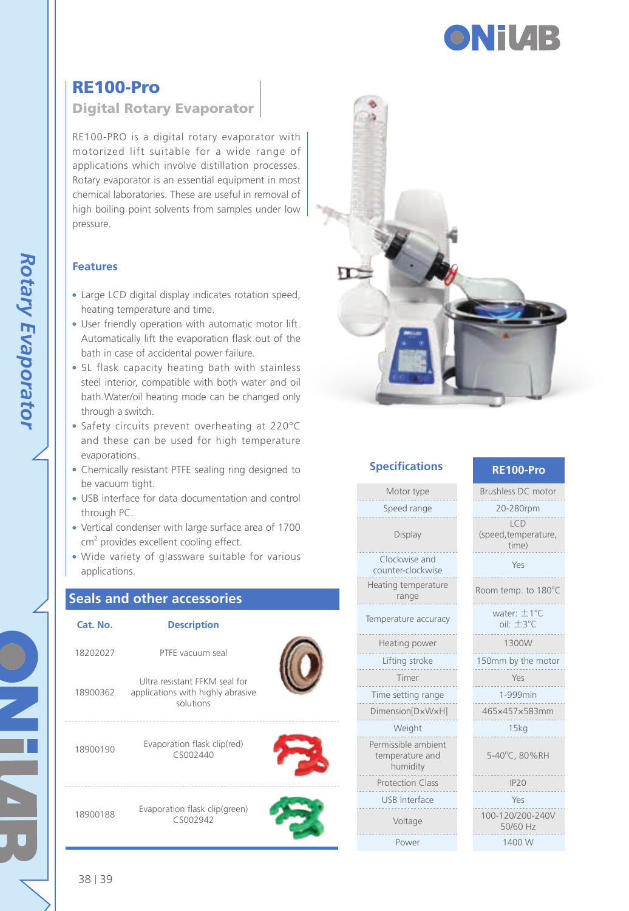# RE100-Pro

## Digital Rotary Evaporator

RE100-PRO is a digital rotary evaporator with motorized lift suitable for a wide range of applications which involve distillation processes. Rotary evaporator is an essential equipment in most chemical laboratories. These are useful in removal of high boiling point solvents from samples under low pressure.

### Features

- Large LCD digital display indicates rotation speed, heating temperature and time.
- User friendly operation with automatic motor lift. Automatically lift the evaporation flask out of the bath in case of accidental power failure.
- 5L flask capacity heating bath with stainless steel interior, compatible with both water and oil bath.Water/oil heating mode can be changed only through a switch.
- Safety circuits prevent overheating at 220°C and these can be used for high temperature evaporations.
- Chemically resistant PTFE sealing ring designed to be vacuum tight.
- USB interface for data documentation and control through PC.
- Vertical condenser with large surface area of 1700 $cm^2$ provides excellent cooling effect.
- Wide variety of glassware suitable for various applications.

## Seals and other accessories

| Cat. No. | Description |
|---|---|
| 18202027 | PTFE vacuum seal |
| 18900362 | Ultra resistant FFKM seal for applications with highly abrasive solutions |
| 18900190 | Evaporation flask clip(red) CS002440 |
| 18900188 | Evaporation flask clip(green) CS002942 |

## Specifications

| Specifications | RE100-Pro |
|---|---|
| Motor type | Brushless DC motor |
| Speed range | 20-280rpm |
| Display | LCD (speed,temperature, time) |
| Clockwise and counter-clockwise | Yes |
| Heating temperature range | Room temp. to 180°C |
| Temperature accuracy | water: ±1°C oil: ±3°C |
| Heating power | 1300W |
| Lifting stroke | 150mm by the motor |
| Timer | Yes |
| Time setting range | 1-999min |
| Dimension[D×W×H] | 465×457×583mm |
| Weight | 15kg |
| Permissible ambient temperature and humidity | 5-40°C, 80%RH |
| Protection Class | IP20 |
| USB Interface | Yes |
| Voltage | 100-120/200-240V 50/60 Hz |
| Power | 1400 W |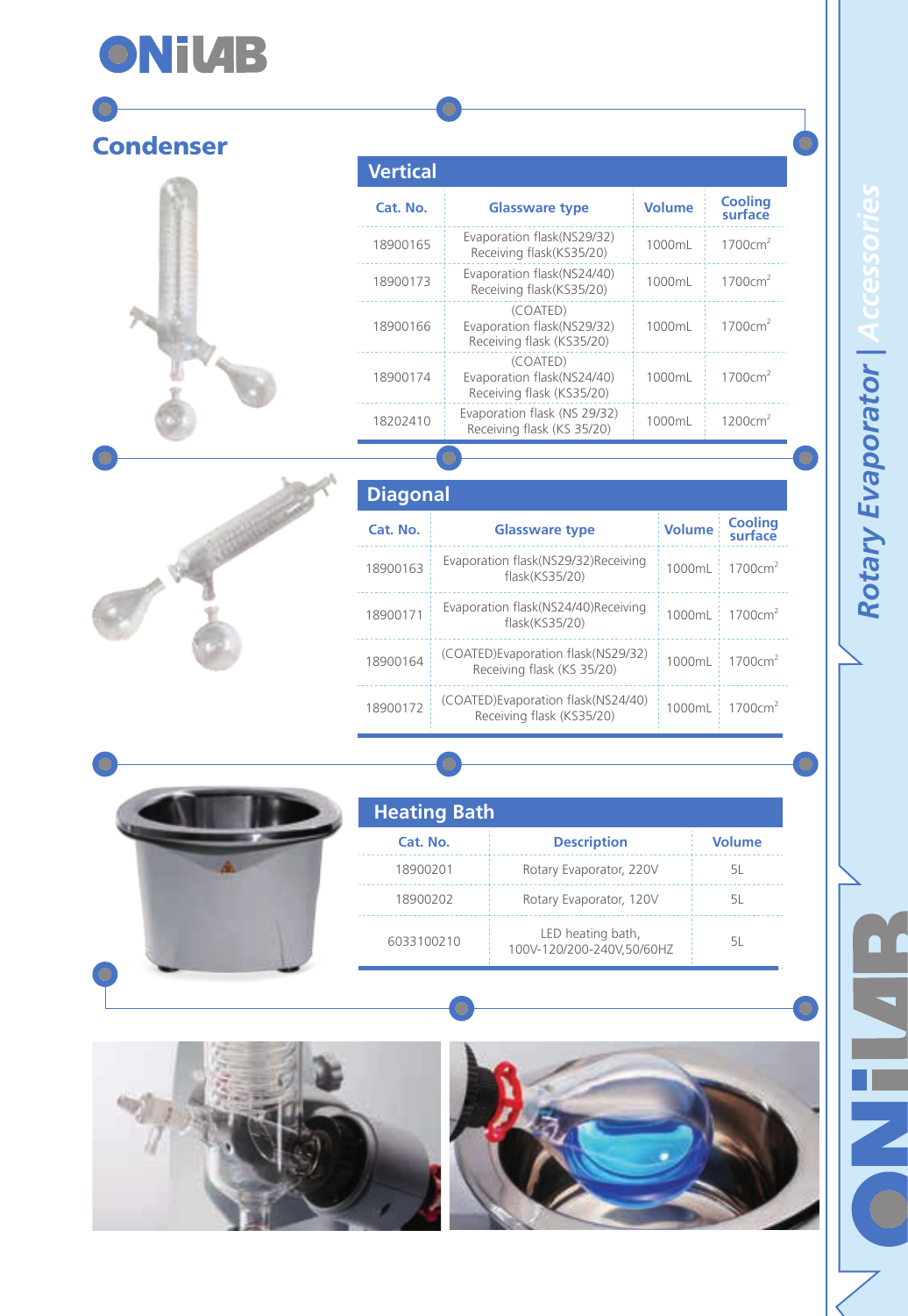## Condenser

### Vertical

| Cat. No. | Glassware type | Volume | Cooling surface |
|---|---|---|---|
| 18900165 | Evaporation flask(NS29/32) Receiving flask(KS35/20) | 1000mL | $1700cm^2$ |
| 18900173 | Evaporation flask(NS24/40) Receiving flask(KS35/20) | 1000mL | $1700cm^2$ |
| 18900166 | (COATED) Evaporation flask(NS29/32) Receiving flask (KS35/20) | 1000mL | $1700cm^2$ |
| 18900174 | (COATED) Evaporation flask(NS24/40) Receiving flask (KS35/20) | 1000mL | $1700cm^2$ |
| 18202410 | Evaporation flask (NS 29/32) Receiving flask (KS 35/20) | 1000mL | $1200cm^2$ |

### Diagonal

| Cat. No. | Glassware type | Volume | Cooling surface |
|---|---|---|---|
| 18900163 | Evaporation flask(NS29/32)Receiving flask(KS35/20) | 1000mL | $1700cm^2$ |
| 18900171 | Evaporation flask(NS24/40)Receiving flask(KS35/20) | 1000mL | $1700cm^2$ |
| 18900164 | (COATED)Evaporation flask(NS29/32) Receiving flask (KS 35/20) | 1000mL | $1700cm^2$ |
| 18900172 | (COATED)Evaporation flask(NS24/40) Receiving flask (KS35/20) | 1000mL | $1700cm^2$ |

### Heating Bath

| Cat. No. | Description | Volume |
|---|---|---|
| 18900201 | Rotary Evaporator, 220V | 5L |
| 18900202 | Rotary Evaporator, 120V | 5L |
| 6033100210 | LED heating bath, 100V-120/200-240V,50/60HZ | 5L |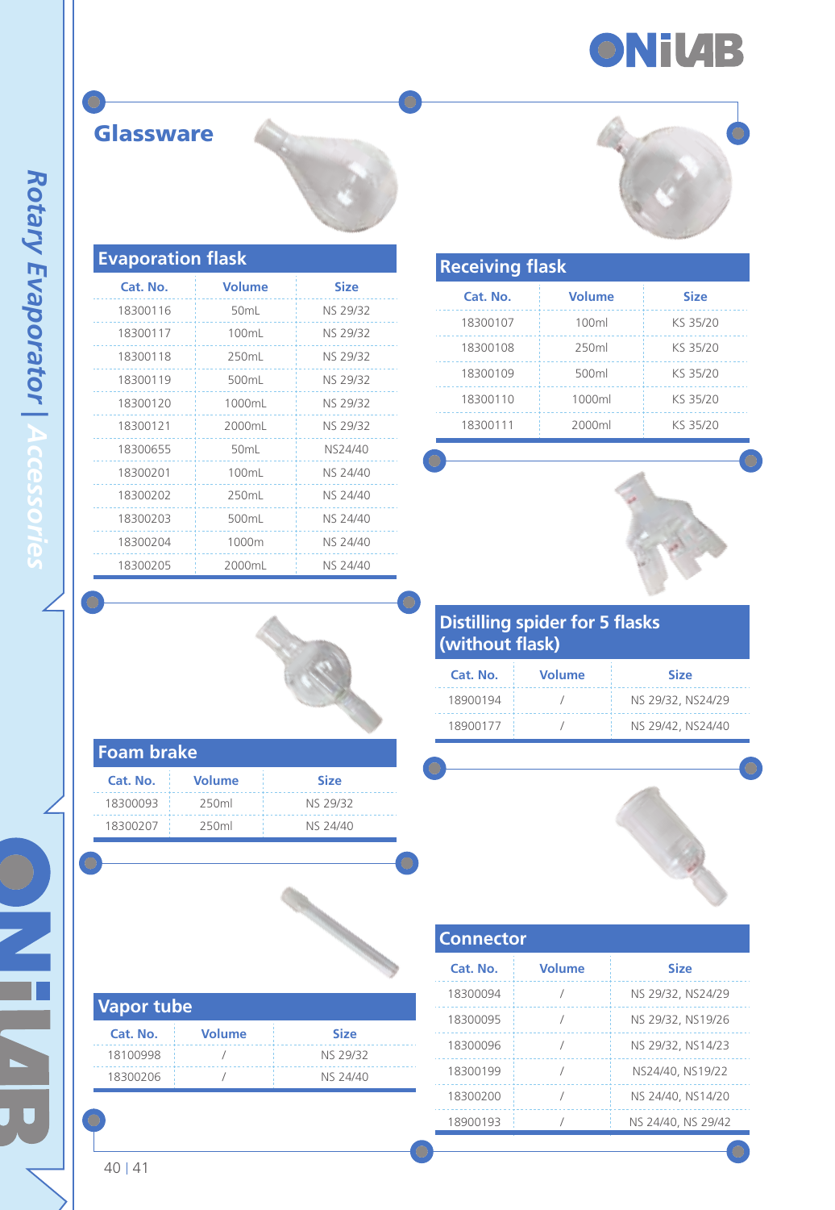## Glassware

### Evaporation flask

| Cat. No. | Volume | Size |
|---|---|---|
| 18300116 | 50mL | NS 29/32 |
| 18300117 | 100mL | NS 29/32 |
| 18300118 | 250mL | NS 29/32 |
| 18300119 | 500mL | NS 29/32 |
| 18300120 | 1000mL | NS 29/32 |
| 18300121 | 2000mL | NS 29/32 |
| 18300655 | 50mL | NS24/40 |
| 18300201 | 100mL | NS 24/40 |
| 18300202 | 250mL | NS 24/40 |
| 18300203 | 500mL | NS 24/40 |
| 18300204 | 1000m | NS 24/40 |
| 18300205 | 2000mL | NS 24/40 |

### Foam brake

| Cat. No. | Volume | Size |
|---|---|---|
| 18300093 | 250ml | NS 29/32 |
| 18300207 | 250ml | NS 24/40 |

### Vapor tube

| Cat. No. | Volume | Size |
|---|---|---|
| 18100998 | / | NS 29/32 |
| 18300206 | / | NS 24/40 |

### Receiving flask

| Cat. No. | Volume | Size |
|---|---|---|
| 18300107 | 100ml | KS 35/20 |
| 18300108 | 250ml | KS 35/20 |
| 18300109 | 500ml | KS 35/20 |
| 18300110 | 1000ml | KS 35/20 |
| 18300111 | 2000ml | KS 35/20 |

### Distilling spider for 5 flasks (without flask)

| Cat. No. | Volume | Size |
|---|---|---|
| 18900194 | / | NS 29/32, NS24/29 |
| 18900177 | / | NS 29/42, NS24/40 |

### Connector

| Cat. No. | Volume | Size |
|---|---|---|
| 18300094 | / | NS 29/32, NS24/29 |
| 18300095 | / | NS 29/32, NS19/26 |
| 18300096 | / | NS 29/32, NS14/23 |
| 18300199 | / | NS24/40, NS19/22 |
| 18300200 | / | NS 24/40, NS14/20 |
| 18900193 | / | NS 24/40, NS 29/42 |